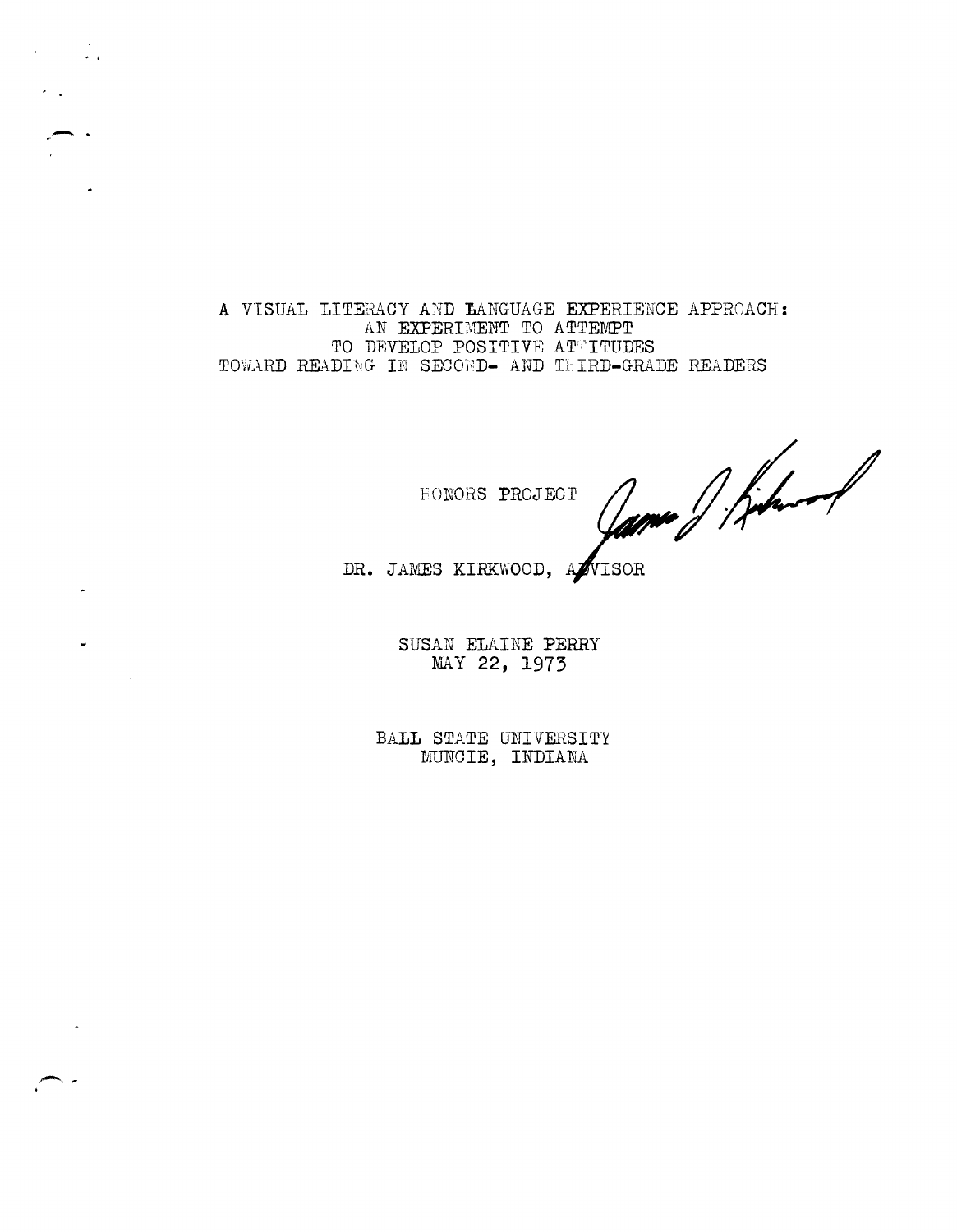# A VISUAL LITERACY AND LANGUAGE EXPERIENCE APPROACH: AN EXPERIMENT TO ATTEMPT TO DEVELOP POSITIVE ATTITUDES TOWARD READING IN SECOND- AND THIRD-GRADE READERS

HONORS PROJECT

DR. JAMES KIRKWOOD, ADVISOR

SUSAN ELAINE PERRY
MAY 22, 1973

BALL STATE UNIVERSITY
MUNCIE, INDIANA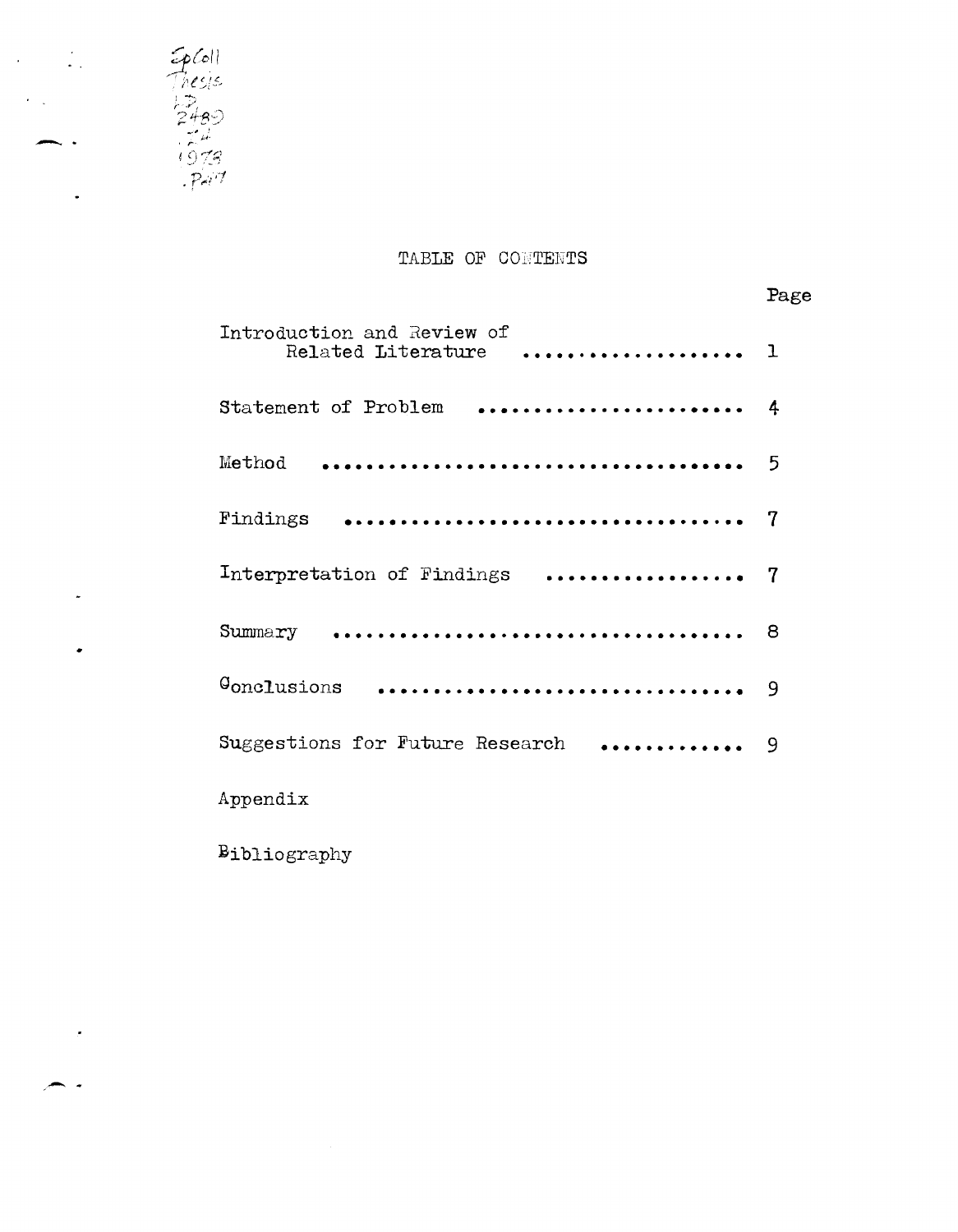# TABLE OF CONTENTS

| | Page |
|---|---|
| Introduction and Review of Related Literature | 1 |
| Statement of Problem | 4 |
| Method | 5 |
| Findings | 7 |
| Interpretation of Findings | 7 |
| Summary | 8 |
| Conclusions | 9 |
| Suggestions for Future Research | 9 |
| Appendix | |
| Bibliography | |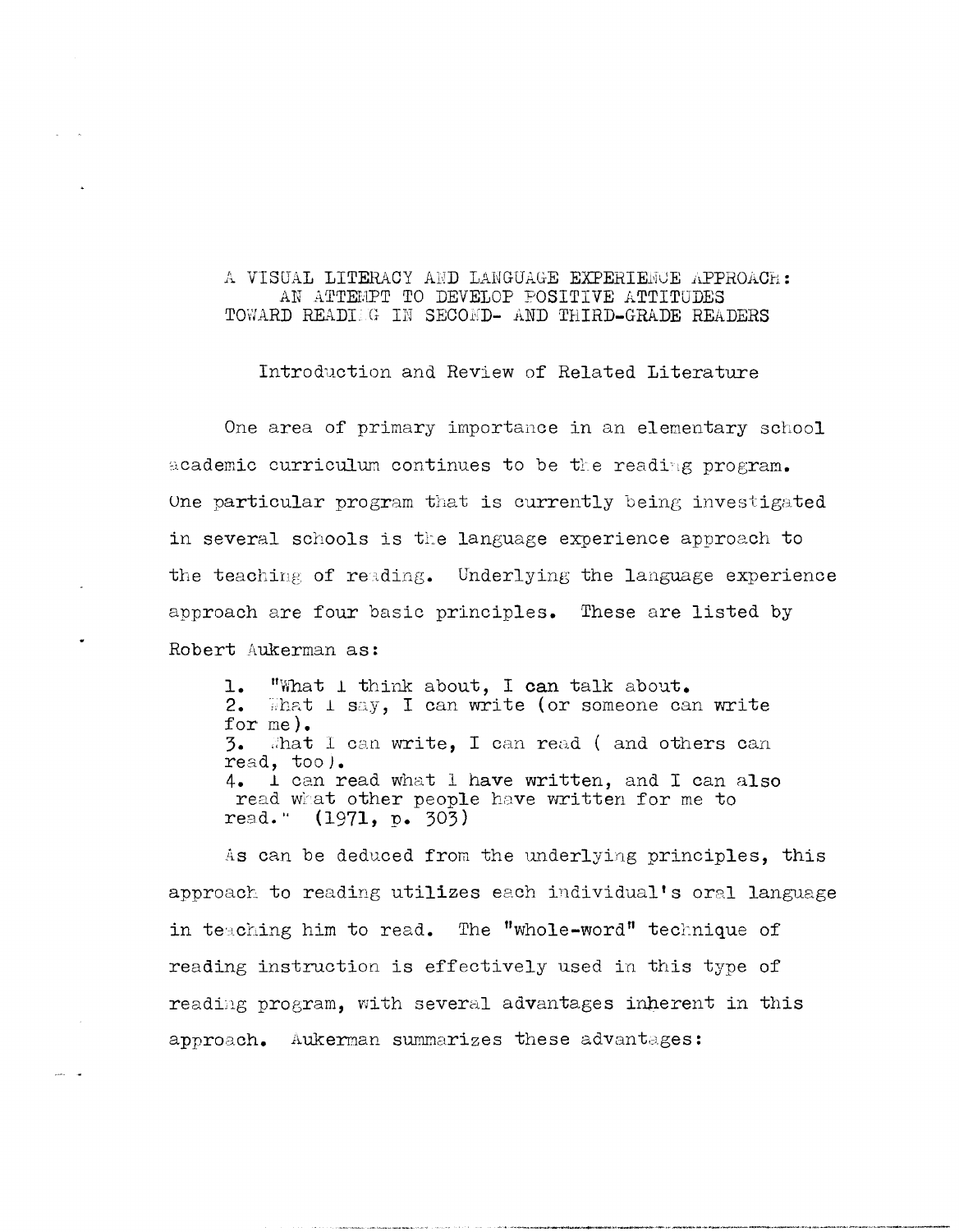# A VISUAL LITERACY AND LANGUAGE EXPERIENCE APPROACH: AN ATTEMPT TO DEVELOP POSITIVE ATTITUDES TOWARD READING IN SECOND- AND THIRD-GRADE READERS

## Introduction and Review of Related Literature

One area of primary importance in an elementary school academic curriculum continues to be the reading program. One particular program that is currently being investigated in several schools is the language experience approach to the teaching of reading. Underlying the language experience approach are four basic principles. These are listed by Robert Aukerman as:

> 1. "What I think about, I can talk about.
> 2. What I say, I can write (or someone can write for me).
> 3. What I can write, I can read ( and others can read, too).
> 4. I can read what I have written, and I can also read what other people have written for me to read." (1971, p. 303)

As can be deduced from the underlying principles, this approach to reading utilizes each individual's oral language in teaching him to read. The "whole-word" technique of reading instruction is effectively used in this type of reading program, with several advantages inherent in this approach. Aukerman summarizes these advantages: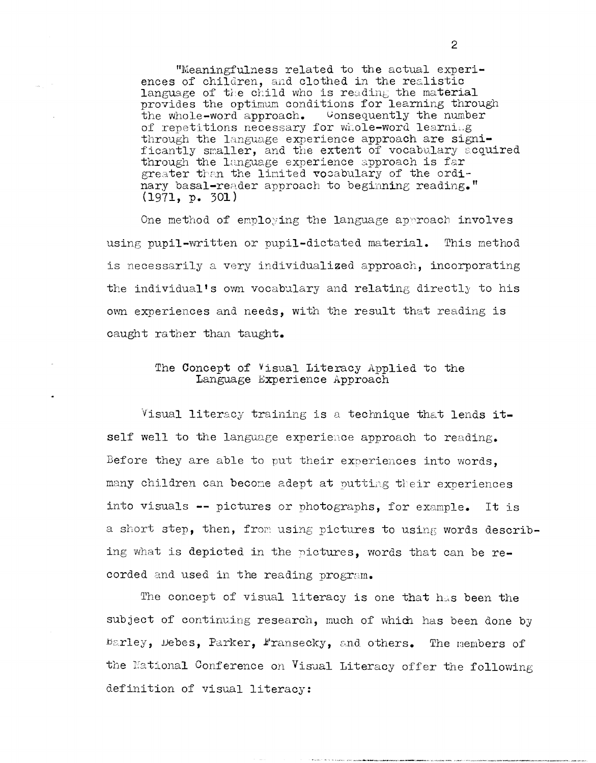> "Meaningfulness related to the actual experiences of children, and clothed in the realistic language of the child who is reading the material provides the optimum conditions for learning through the whole-word approach. Consequently the number of repetitions necessary for whole-word learning through the language experience approach are significantly smaller, and the extent of vocabulary acquired through the language experience approach is far greater than the limited vocabulary of the ordinary basal-reader approach to beginning reading." (1971, p. 301)

One method of employing the language approach involves using pupil-written or pupil-dictated material. This method is necessarily a very individualized approach, incorporating the individual's own vocabulary and relating directly to his own experiences and needs, with the result that reading is caught rather than taught.

## The Concept of Visual Literacy Applied to the Language Experience Approach

Visual literacy training is a technique that lends itself well to the language experience approach to reading. Before they are able to put their experiences into words, many children can become adept at putting their experiences into visuals -- pictures or photographs, for example. It is a short step, then, from using pictures to using words describing what is depicted in the pictures, words that can be recorded and used in the reading program.

The concept of visual literacy is one that has been the subject of continuing research, much of which has been done by Barley, Debes, Parker, Fransecky, and others. The members of the National Conference on Visual Literacy offer the following definition of visual literacy: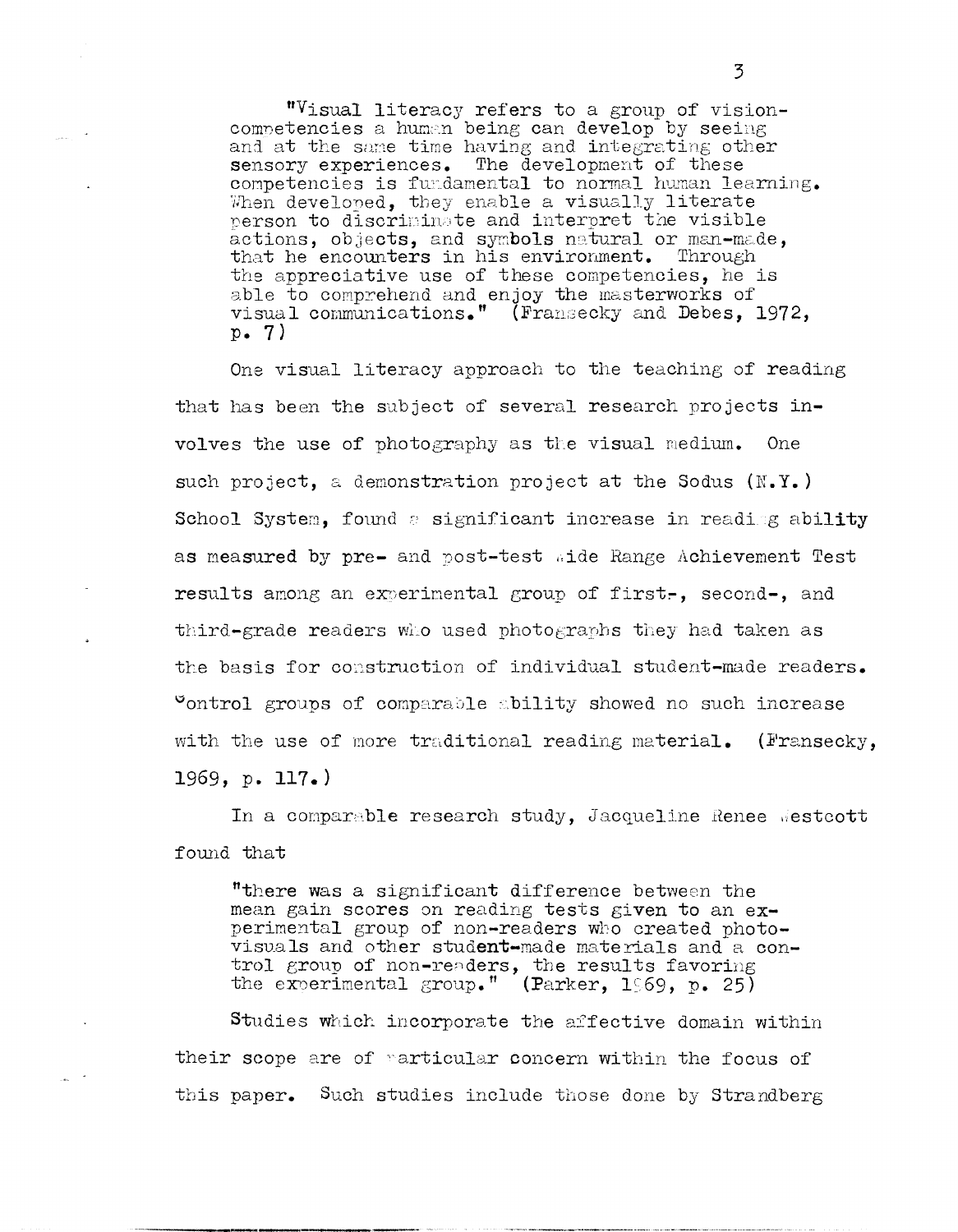> "Visual literacy refers to a group of vision-competencies a human being can develop by seeing and at the same time having and integrating other sensory experiences. The development of these competencies is fundamental to normal human learning. When developed, they enable a visually literate person to discriminate and interpret the visible actions, objects, and symbols natural or man-made, that he encounters in his environment. Through the appreciative use of these competencies, he is able to comprehend and enjoy the masterworks of visual communications." (Fransecky and Debes, 1972, p. 7)

One visual literacy approach to the teaching of reading that has been the subject of several research projects involves the use of photography as the visual medium. One such project, a demonstration project at the Sodus (N.Y.) School System, found a significant increase in reading ability as measured by pre- and post-test Wide Range Achievement Test results among an experimental group of first-, second-, and third-grade readers who used photographs they had taken as the basis for construction of individual student-made readers. Control groups of comparable ability showed no such increase with the use of more traditional reading material. (Fransecky, 1969, p. 117.)

In a comparable research study, Jacqueline Renee Westcott found that

> "there was a significant difference between the mean gain scores on reading tests given to an experimental group of non-readers who created photo-visuals and other student-made materials and a control group of non-readers, the results favoring the experimental group." (Parker, 1969, p. 25)

Studies which incorporate the affective domain within their scope are of particular concern within the focus of this paper. Such studies include those done by Strandberg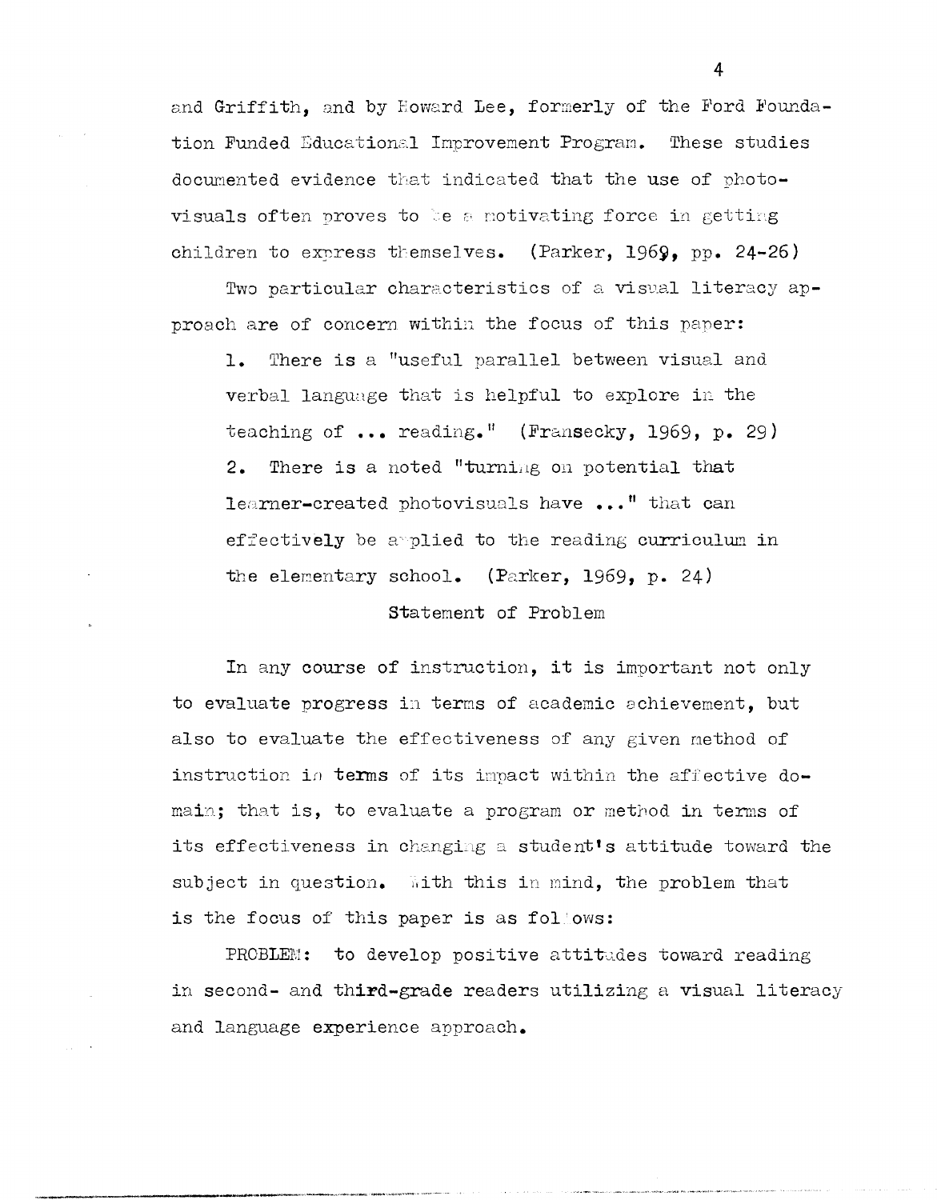and Griffith, and by Howard Lee, formerly of the Ford Foundation Funded Educational Improvement Program. These studies documented evidence that indicated that the use of photovisuals often proves to be a motivating force in getting children to express themselves. (Parker, 1969, pp. 24-26)

Two particular characteristics of a visual literacy approach are of concern within the focus of this paper:

1. There is a "useful parallel between visual and verbal language that is helpful to explore in the teaching of ... reading." (Fransecky, 1969, p. 29)
2. There is a noted "turning on potential that learner-created photovisuals have ..." that can effectively be applied to the reading curriculum in the elementary school. (Parker, 1969, p. 24)

## Statement of Problem

In any course of instruction, it is important not only to evaluate progress in terms of academic achievement, but also to evaluate the effectiveness of any given method of instruction in terms of its impact within the affective domain; that is, to evaluate a program or method in terms of its effectiveness in changing a student's attitude toward the subject in question. With this in mind, the problem that is the focus of this paper is as follows:

PROBLEM: to develop positive attitudes toward reading in second- and third-grade readers utilizing a visual literacy and language experience approach.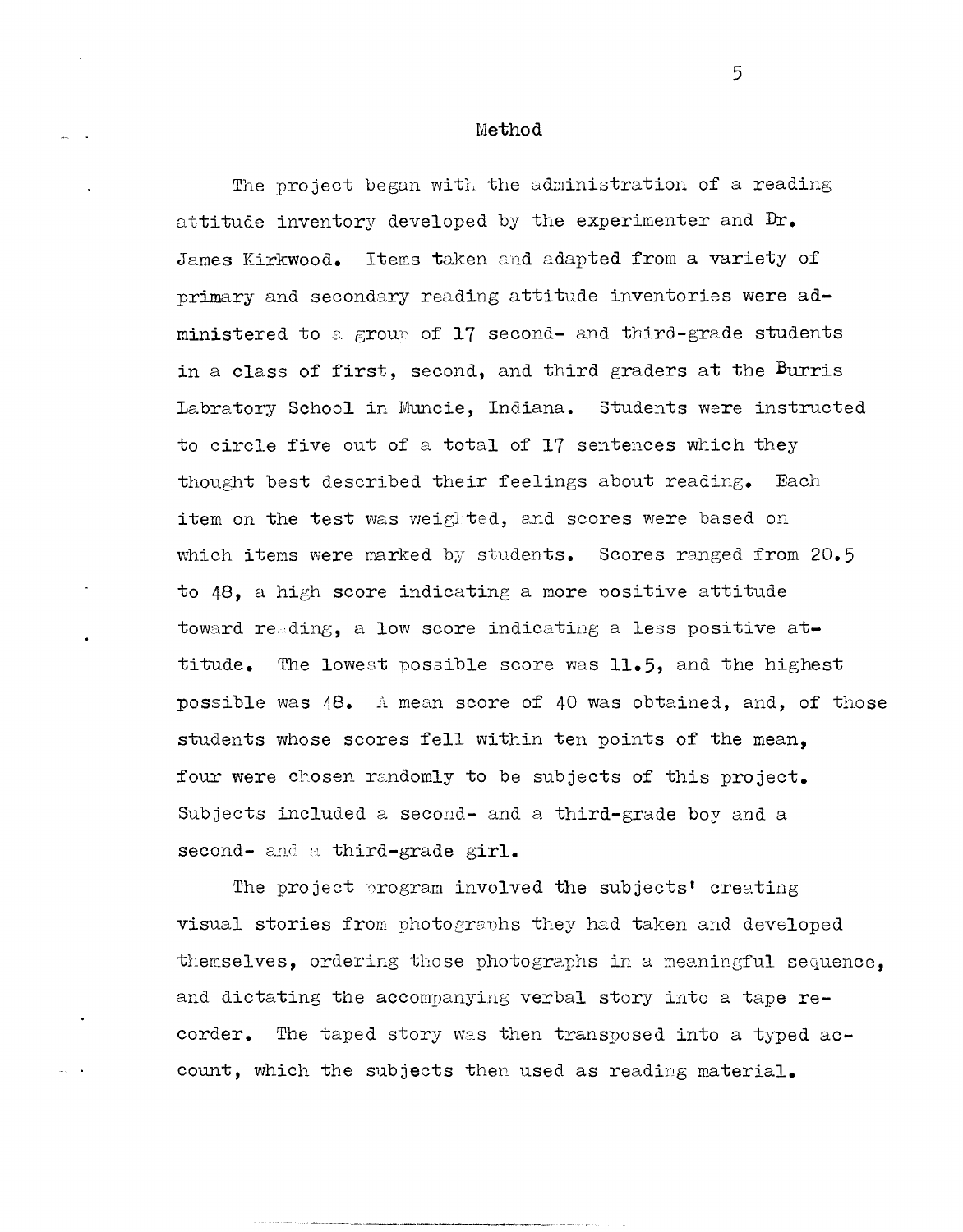# Method

The project began with the administration of a reading attitude inventory developed by the experimenter and Dr. James Kirkwood. Items taken and adapted from a variety of primary and secondary reading attitude inventories were administered to a group of 17 second- and third-grade students in a class of first, second, and third graders at the Burris Laboratory School in Muncie, Indiana. Students were instructed to circle five out of a total of 17 sentences which they thought best described their feelings about reading. Each item on the test was weighted, and scores were based on which items were marked by students. Scores ranged from 20.5 to 48, a high score indicating a more positive attitude toward reading, a low score indicating a less positive attitude. The lowest possible score was 11.5, and the highest possible was 48. A mean score of 40 was obtained, and, of those students whose scores fell within ten points of the mean, four were chosen randomly to be subjects of this project. Subjects included a second- and a third-grade boy and a second- and a third-grade girl.

The project program involved the subjects' creating visual stories from photographs they had taken and developed themselves, ordering those photographs in a meaningful sequence, and dictating the accompanying verbal story into a tape recorder. The taped story was then transposed into a typed account, which the subjects then used as reading material.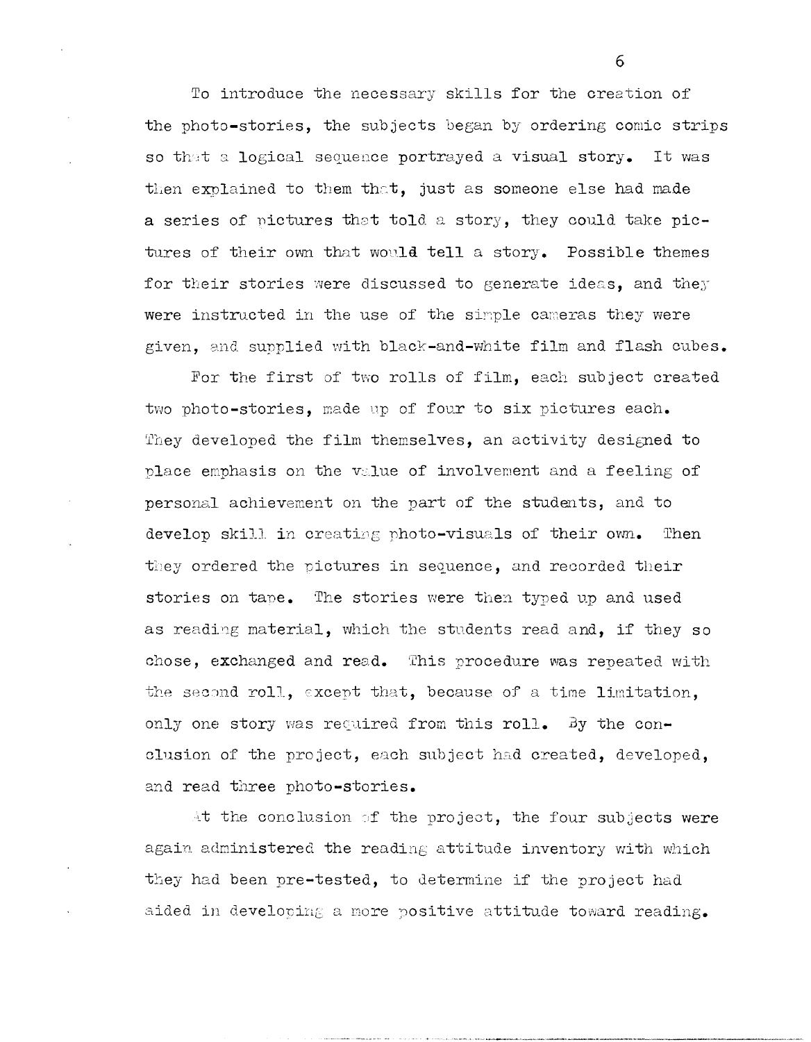To introduce the necessary skills for the creation of the photo-stories, the subjects began by ordering comic strips so that a logical sequence portrayed a visual story. It was then explained to them that, just as someone else had made a series of pictures that told a story, they could take pictures of their own that would tell a story. Possible themes for their stories were discussed to generate ideas, and they were instructed in the use of the simple cameras they were given, and supplied with black-and-white film and flash cubes.

For the first of two rolls of film, each subject created two photo-stories, made up of four to six pictures each. They developed the film themselves, an activity designed to place emphasis on the value of involvement and a feeling of personal achievement on the part of the students, and to develop skill in creating photo-visuals of their own. Then they ordered the pictures in sequence, and recorded their stories on tape. The stories were then typed up and used as reading material, which the students read and, if they so chose, exchanged and read. This procedure was repeated with the second roll, except that, because of a time limitation, only one story was required from this roll. By the conclusion of the project, each subject had created, developed, and read three photo-stories.

At the conclusion of the project, the four subjects were again administered the reading attitude inventory with which they had been pre-tested, to determine if the project had aided in developing a more positive attitude toward reading.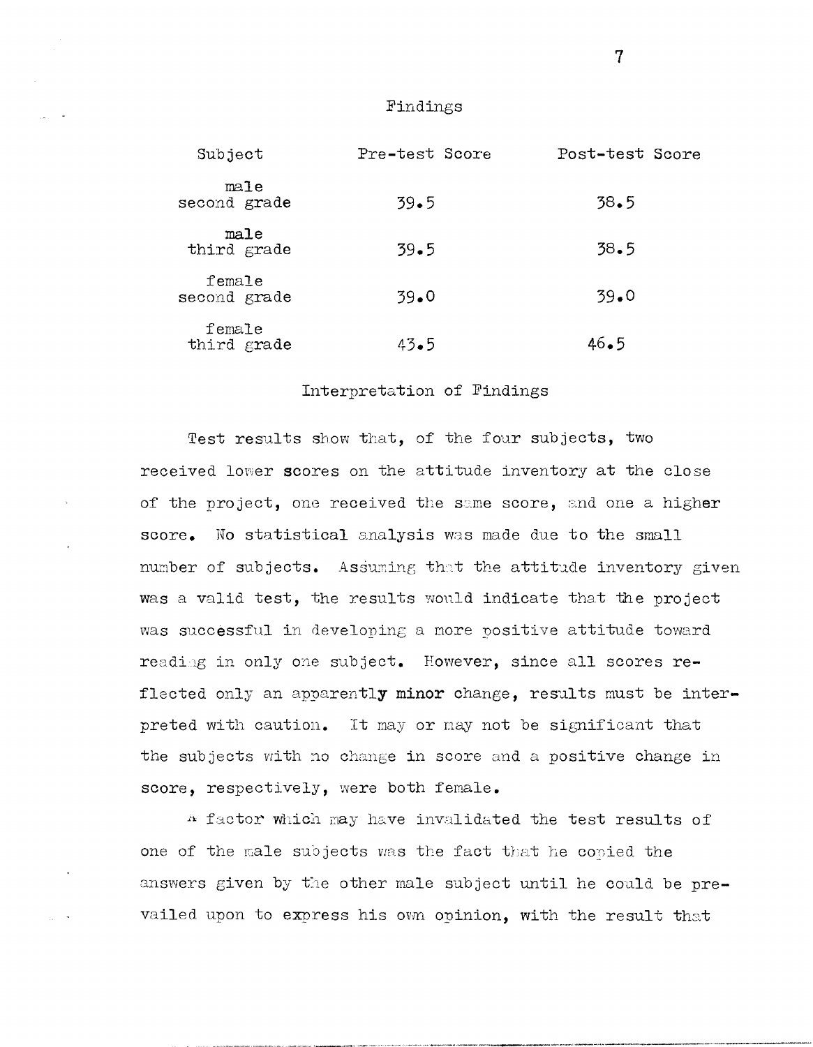## Findings

| Subject | Pre-test Score | Post-test Score |
|---|---|---|
| male second grade | 39.5 | 38.5 |
| male third grade | 39.5 | 38.5 |
| female second grade | 39.0 | 39.0 |
| female third grade | 43.5 | 46.5 |

## Interpretation of Findings

Test results show that, of the four subjects, two received lower scores on the attitude inventory at the close of the project, one received the same score, and one a higher score. No statistical analysis was made due to the small number of subjects. Assuming that the attitude inventory given was a valid test, the results would indicate that the project was successful in developing a more positive attitude toward reading in only one subject. However, since all scores reflected only an apparently minor change, results must be interpreted with caution. It may or may not be significant that the subjects with no change in score and a positive change in score, respectively, were both female.

A factor which may have invalidated the test results of one of the male subjects was the fact that he copied the answers given by the other male subject until he could be prevailed upon to express his own opinion, with the result that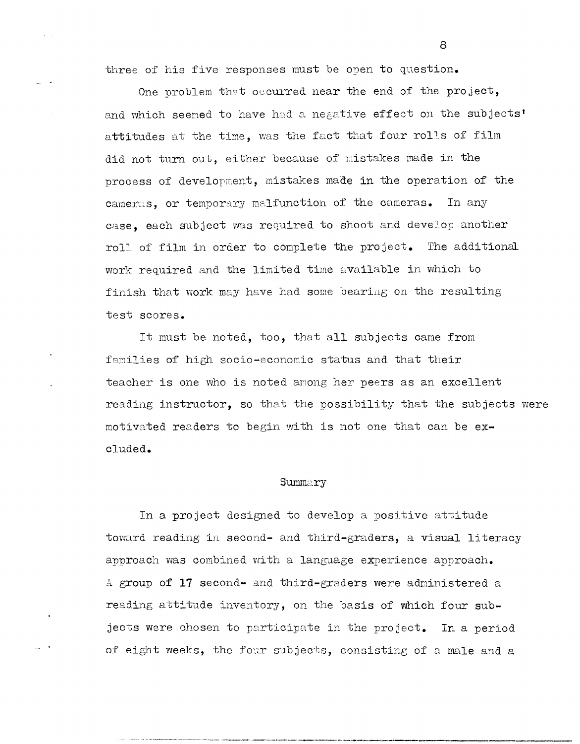three of his five responses must be open to question.

One problem that occurred near the end of the project, and which seemed to have had a negative effect on the subjects' attitudes at the time, was the fact that four rolls of film did not turn out, either because of mistakes made in the process of development, mistakes made in the operation of the cameras, or temporary malfunction of the cameras. In any case, each subject was required to shoot and develop another roll of film in order to complete the project. The additional work required and the limited time available in which to finish that work may have had some bearing on the resulting test scores.

It must be noted, too, that all subjects came from families of high socio-economic status and that their teacher is one who is noted among her peers as an excellent reading instructor, so that the possibility that the subjects were motivated readers to begin with is not one that can be excluded.

## Summary

In a project designed to develop a positive attitude toward reading in second- and third-graders, a visual literacy approach was combined with a language experience approach. A group of 17 second- and third-graders were administered a reading attitude inventory, on the basis of which four subjects were chosen to participate in the project. In a period of eight weeks, the four subjects, consisting of a male and a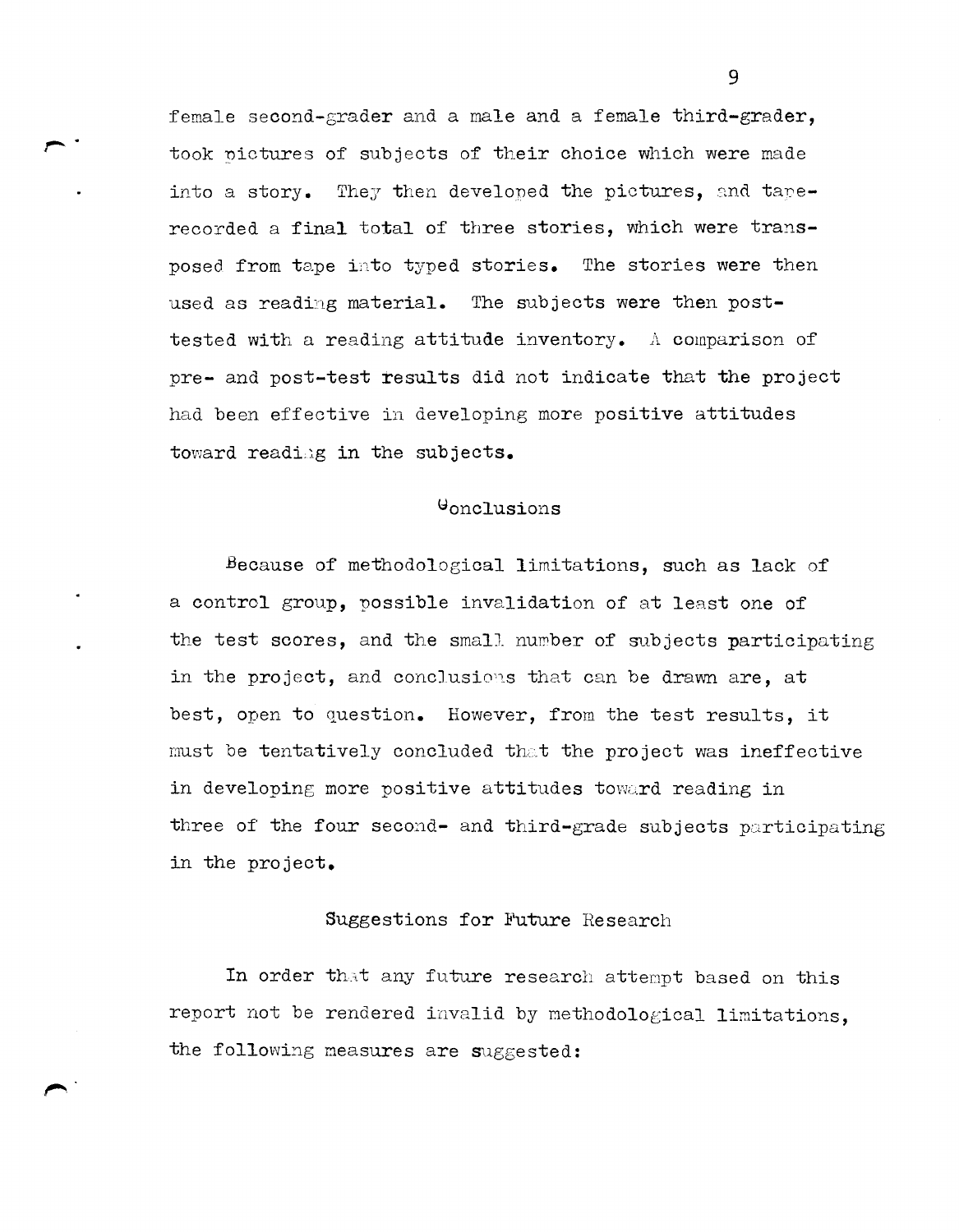female second-grader and a male and a female third-grader, took pictures of subjects of their choice which were made into a story. They then developed the pictures, and tape-recorded a final total of three stories, which were transposed from tape into typed stories. The stories were then used as reading material. The subjects were then post-tested with a reading attitude inventory. A comparison of pre- and post-test results did not indicate that the project had been effective in developing more positive attitudes toward reading in the subjects.

## Conclusions

Because of methodological limitations, such as lack of a control group, possible invalidation of at least one of the test scores, and the small number of subjects participating in the project, and conclusions that can be drawn are, at best, open to question. However, from the test results, it must be tentatively concluded that the project was ineffective in developing more positive attitudes toward reading in three of the four second- and third-grade subjects participating in the project.

## Suggestions for Future Research

In order that any future research attempt based on this report not be rendered invalid by methodological limitations, the following measures are suggested: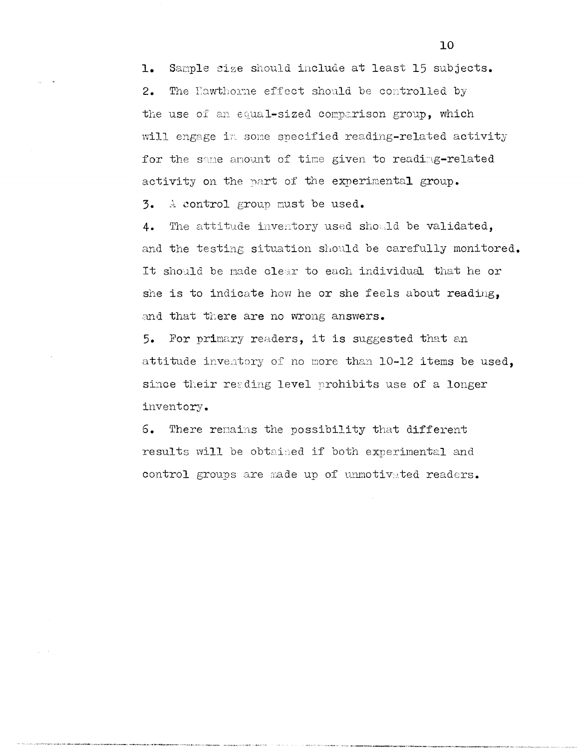1. Sample size should include at least 15 subjects.
2. The Hawthorne effect should be controlled by the use of an equal-sized comparison group, which will engage in some specified reading-related activity for the same amount of time given to reading-related activity on the part of the experimental group.
3. A control group must be used.
4. The attitude inventory used should be validated, and the testing situation should be carefully monitored. It should be made clear to each individual that he or she is to indicate how he or she feels about reading, and that there are no wrong answers.
5. For primary readers, it is suggested that an attitude inventory of no more than 10-12 items be used, since their reading level prohibits use of a longer inventory.
6. There remains the possibility that different results will be obtained if both experimental and control groups are made up of unmotivated readers.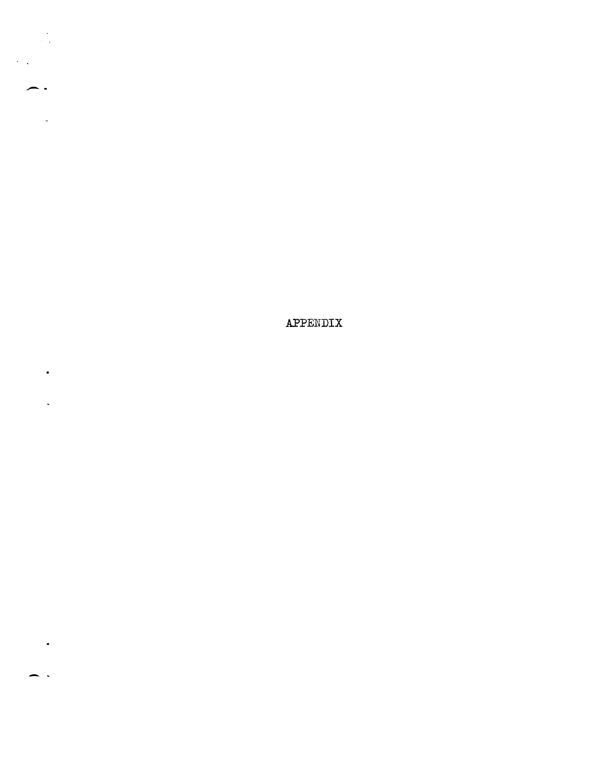# APPENDIX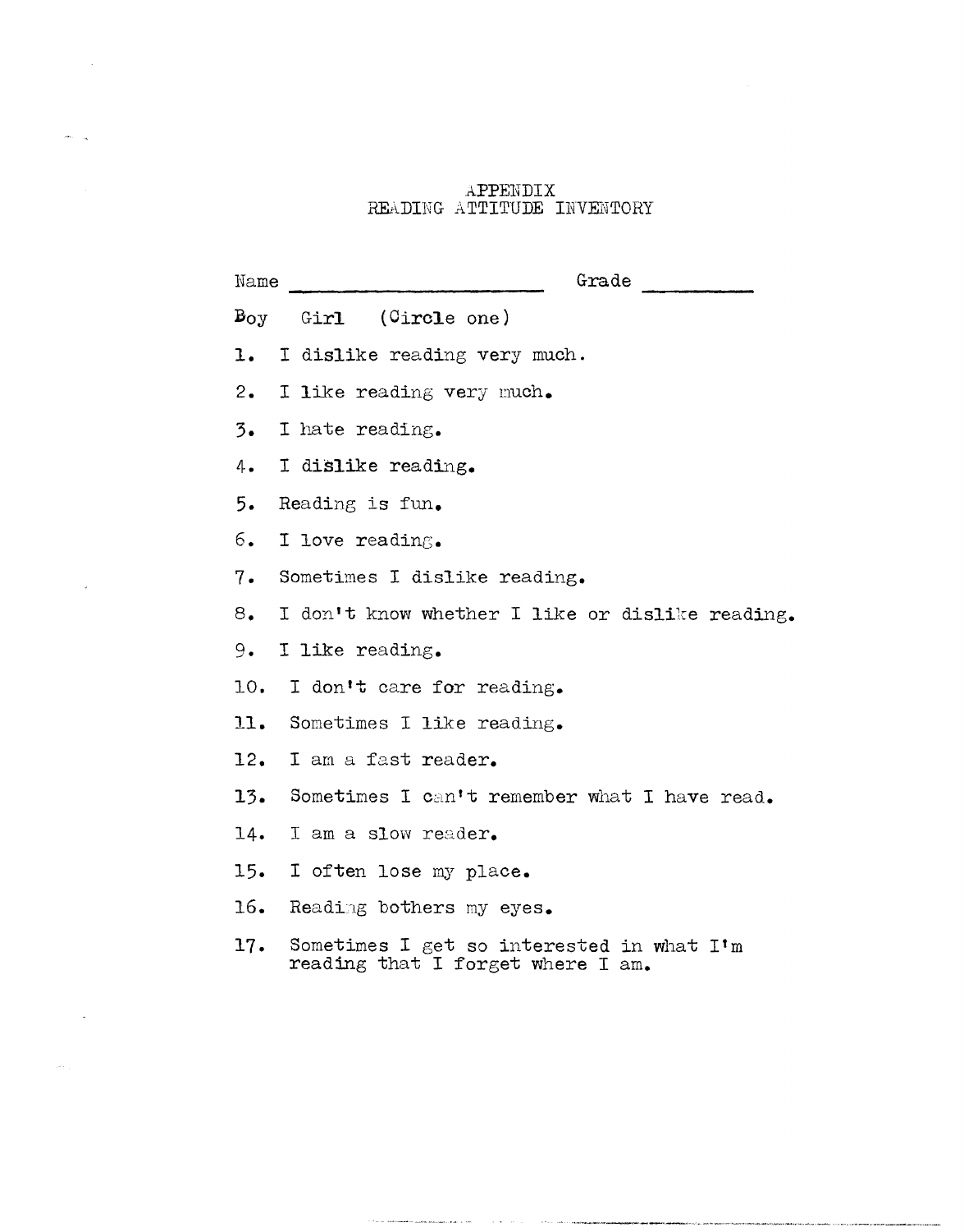# APPENDIX
## READING ATTITUDE INVENTORY

Name ______________________ Grade __________

Boy Girl (Circle one)

1. I dislike reading very much.
2. I like reading very much.
3. I hate reading.
4. I dislike reading.
5. Reading is fun.
6. I love reading.
7. Sometimes I dislike reading.
8. I don't know whether I like or dislike reading.
9. I like reading.
10. I don't care for reading.
11. Sometimes I like reading.
12. I am a fast reader.
13. Sometimes I can't remember what I have read.
14. I am a slow reader.
15. I often lose my place.
16. Reading bothers my eyes.
17. Sometimes I get so interested in what I'm reading that I forget where I am.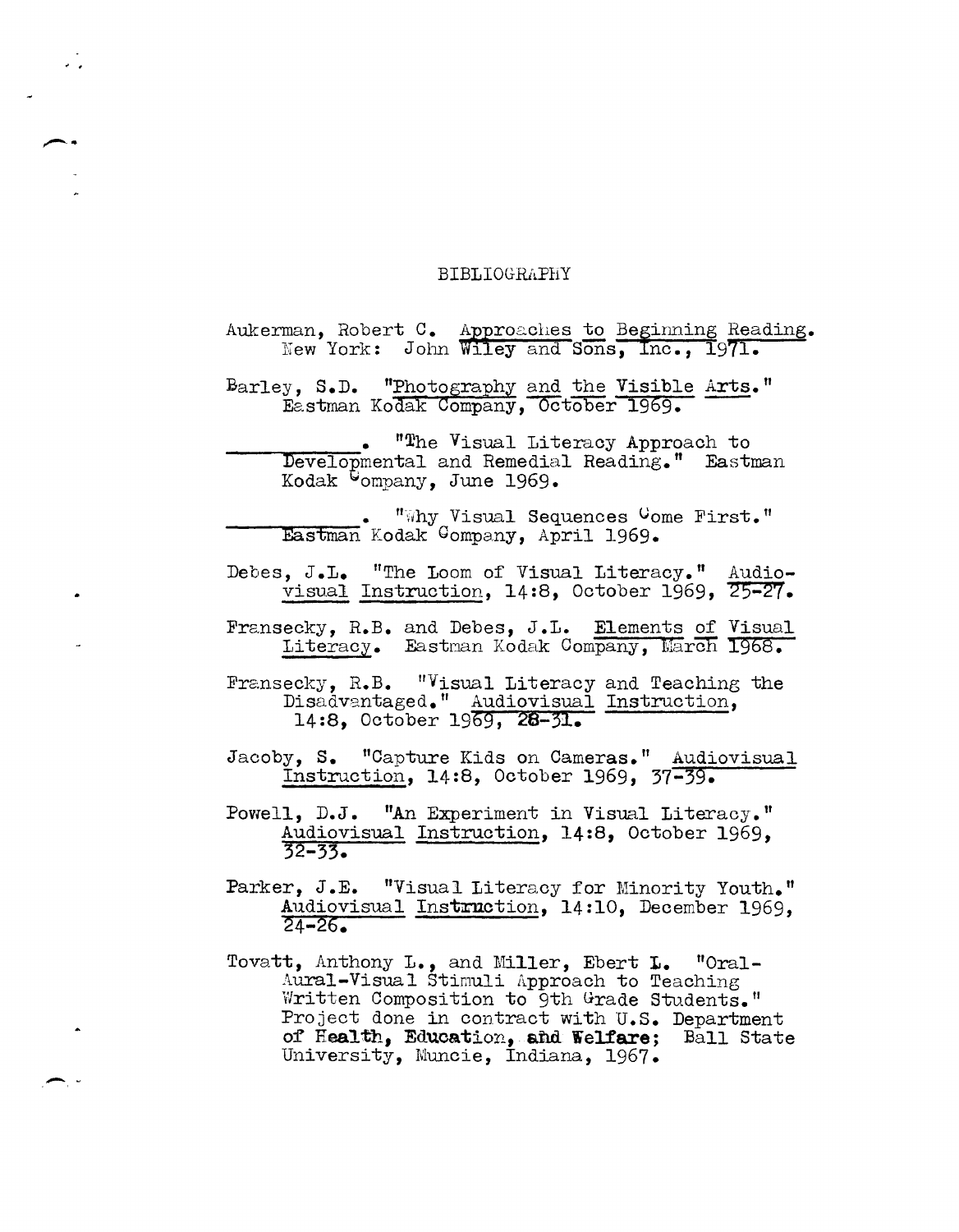# BIBLIOGRAPHY

Aukerman, Robert C. Approaches to Beginning Reading. New York: John Wiley and Sons, Inc., 1971.

Barley, S.D. "Photography and the Visible Arts." Eastman Kodak Company, October 1969.

__________. "The Visual Literacy Approach to Developmental and Remedial Reading." Eastman Kodak Company, June 1969.

__________. "Why Visual Sequences Come First." Eastman Kodak Company, April 1969.

Debes, J.L. "The Loom of Visual Literacy." Audiovisual Instruction, 14:8, October 1969, 25-27.

Fransecky, R.B. and Debes, J.L. Elements of Visual Literacy. Eastman Kodak Company, March 1968.

Fransecky, R.B. "Visual Literacy and Teaching the Disadvantaged." Audiovisual Instruction, 14:8, October 1969, 28-31.

Jacoby, S. "Capture Kids on Cameras." Audiovisual Instruction, 14:8, October 1969, 37-39.

Powell, D.J. "An Experiment in Visual Literacy." Audiovisual Instruction, 14:8, October 1969, 32-33.

Parker, J.E. "Visual Literacy for Minority Youth." Audiovisual Instruction, 14:10, December 1969, 24-26.

Tovatt, Anthony L., and Miller, Ebert L. "Oral-Aural-Visual Stimuli Approach to Teaching Written Composition to 9th Grade Students." Project done in contract with U.S. Department of Health, Education, and Welfare; Ball State University, Muncie, Indiana, 1967.